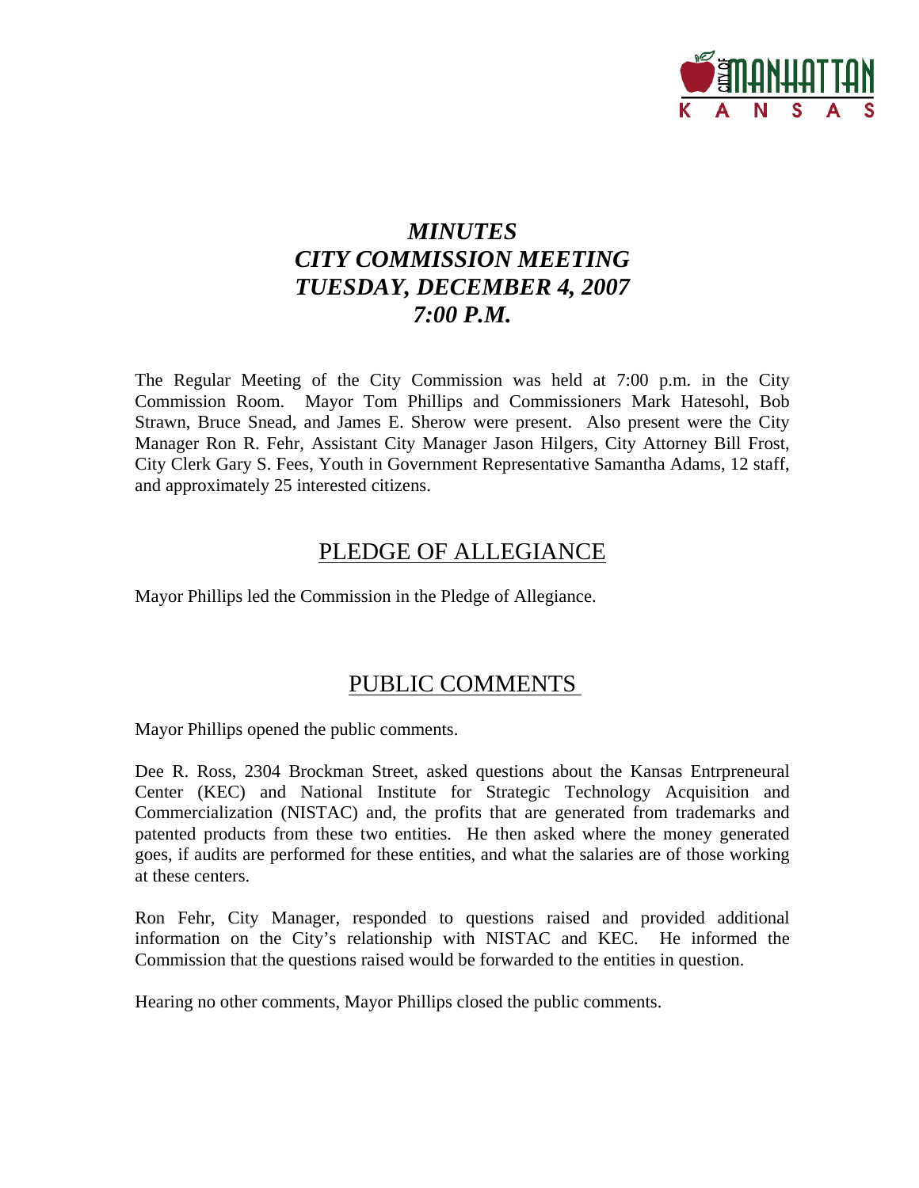# *MINUTES*
# *CITY COMMISSION MEETING*
# *TUESDAY, DECEMBER 4, 2007*
# *7:00 P.M.*

The Regular Meeting of the City Commission was held at 7:00 p.m. in the City Commission Room. Mayor Tom Phillips and Commissioners Mark Hatesohl, Bob Strawn, Bruce Snead, and James E. Sherow were present. Also present were the City Manager Ron R. Fehr, Assistant City Manager Jason Hilgers, City Attorney Bill Frost, City Clerk Gary S. Fees, Youth in Government Representative Samantha Adams, 12 staff, and approximately 25 interested citizens.

## PLEDGE OF ALLEGIANCE

Mayor Phillips led the Commission in the Pledge of Allegiance.

## PUBLIC COMMENTS

Mayor Phillips opened the public comments.

Dee R. Ross, 2304 Brockman Street, asked questions about the Kansas Entrpreneural Center (KEC) and National Institute for Strategic Technology Acquisition and Commercialization (NISTAC) and, the profits that are generated from trademarks and patented products from these two entities. He then asked where the money generated goes, if audits are performed for these entities, and what the salaries are of those working at these centers.

Ron Fehr, City Manager, responded to questions raised and provided additional information on the City's relationship with NISTAC and KEC. He informed the Commission that the questions raised would be forwarded to the entities in question.

Hearing no other comments, Mayor Phillips closed the public comments.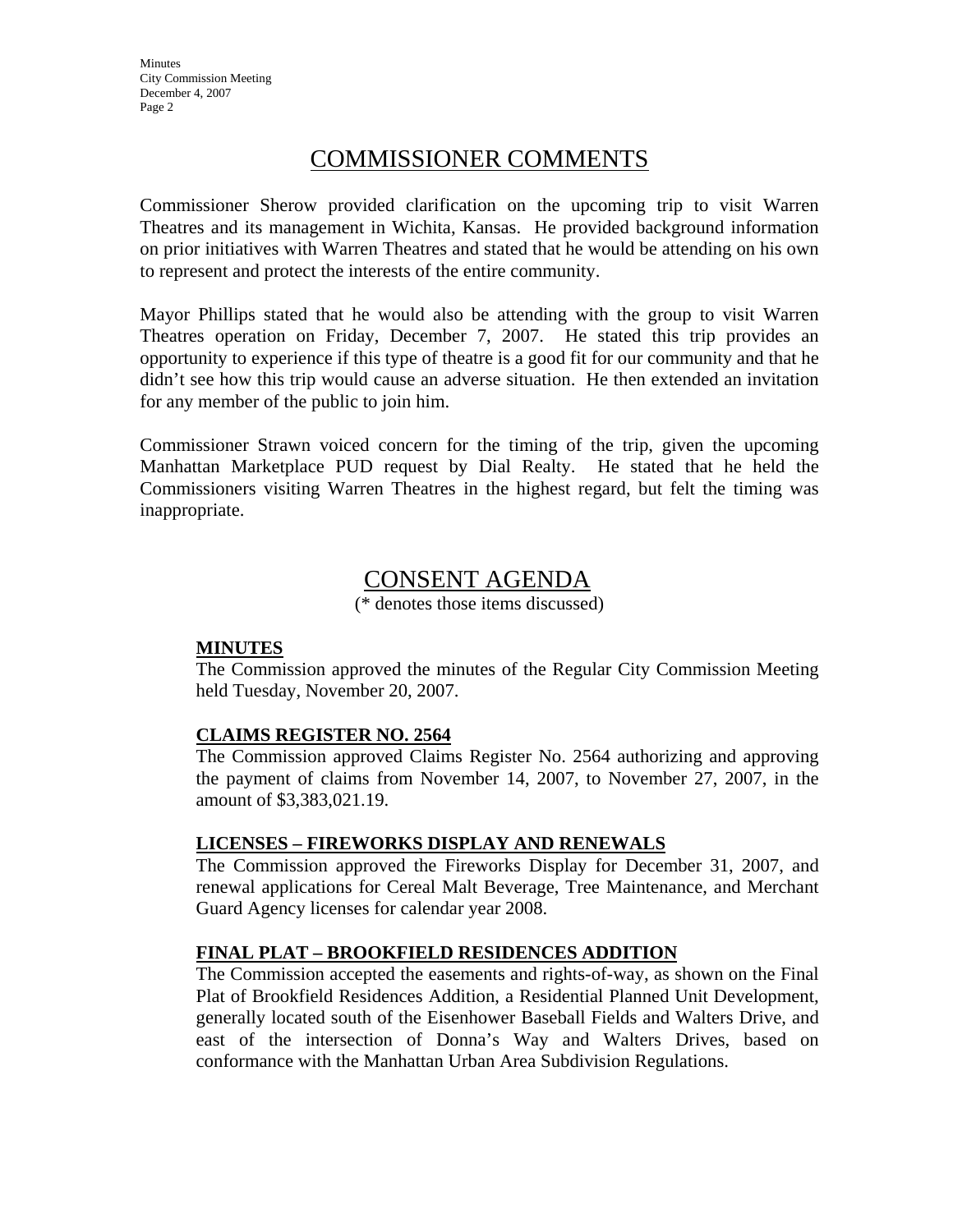## COMMISSIONER COMMENTS

Commissioner Sherow provided clarification on the upcoming trip to visit Warren Theatres and its management in Wichita, Kansas. He provided background information on prior initiatives with Warren Theatres and stated that he would be attending on his own to represent and protect the interests of the entire community.

Mayor Phillips stated that he would also be attending with the group to visit Warren Theatres operation on Friday, December 7, 2007. He stated this trip provides an opportunity to experience if this type of theatre is a good fit for our community and that he didn't see how this trip would cause an adverse situation. He then extended an invitation for any member of the public to join him.

Commissioner Strawn voiced concern for the timing of the trip, given the upcoming Manhattan Marketplace PUD request by Dial Realty. He stated that he held the Commissioners visiting Warren Theatres in the highest regard, but felt the timing was inappropriate.

## CONSENT AGENDA

(* denotes those items discussed)

**MINUTES**

The Commission approved the minutes of the Regular City Commission Meeting held Tuesday, November 20, 2007.

**CLAIMS REGISTER NO. 2564**

The Commission approved Claims Register No. 2564 authorizing and approving the payment of claims from November 14, 2007, to November 27, 2007, in the amount of $3,383,021.19.

**LICENSES – FIREWORKS DISPLAY AND RENEWALS**

The Commission approved the Fireworks Display for December 31, 2007, and renewal applications for Cereal Malt Beverage, Tree Maintenance, and Merchant Guard Agency licenses for calendar year 2008.

**FINAL PLAT – BROOKFIELD RESIDENCES ADDITION**

The Commission accepted the easements and rights-of-way, as shown on the Final Plat of Brookfield Residences Addition, a Residential Planned Unit Development, generally located south of the Eisenhower Baseball Fields and Walters Drive, and east of the intersection of Donna's Way and Walters Drives, based on conformance with the Manhattan Urban Area Subdivision Regulations.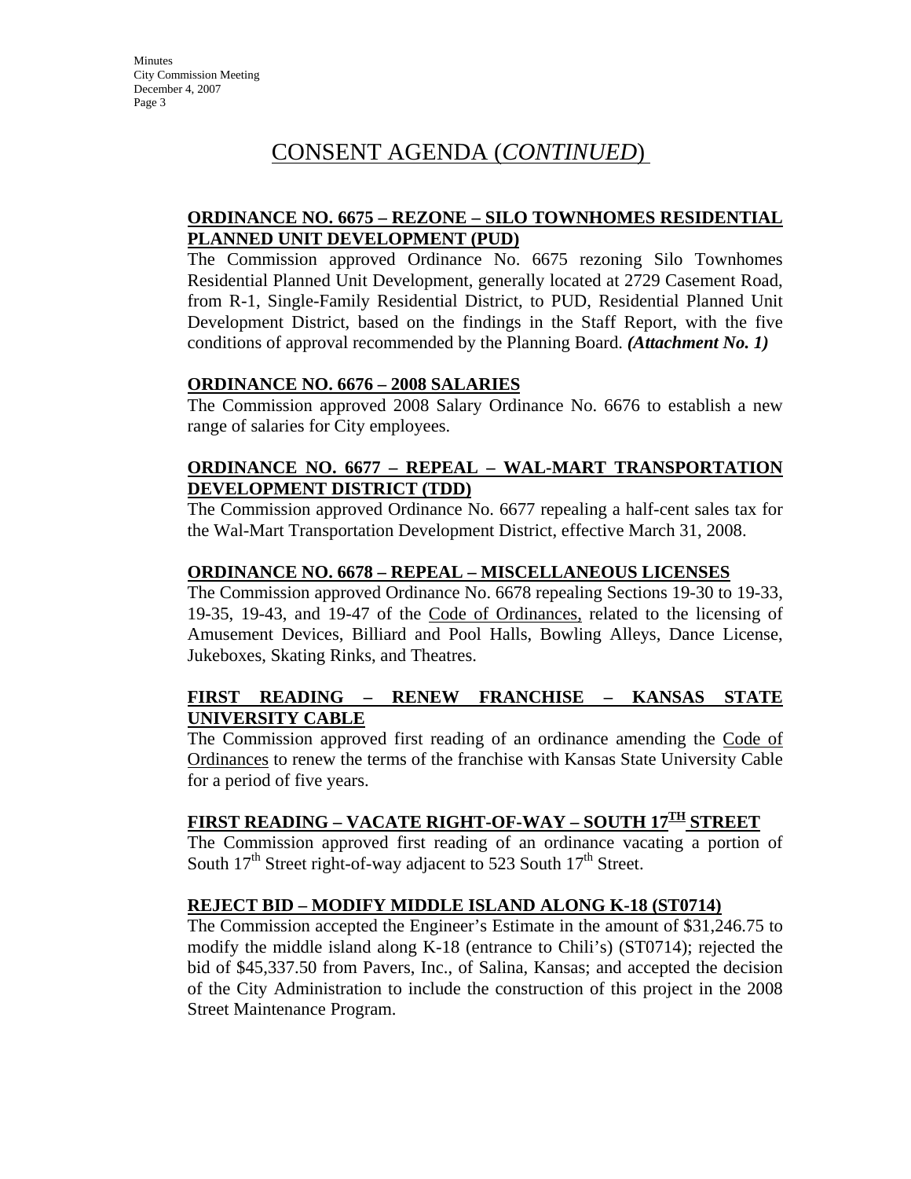# CONSENT AGENDA (*CONTINUED*)

**ORDINANCE NO. 6675 – REZONE – SILO TOWNHOMES RESIDENTIAL PLANNED UNIT DEVELOPMENT (PUD)**

The Commission approved Ordinance No. 6675 rezoning Silo Townhomes Residential Planned Unit Development, generally located at 2729 Casement Road, from R-1, Single-Family Residential District, to PUD, Residential Planned Unit Development District, based on the findings in the Staff Report, with the five conditions of approval recommended by the Planning Board. ***(Attachment No. 1)***

**ORDINANCE NO. 6676 – 2008 SALARIES**

The Commission approved 2008 Salary Ordinance No. 6676 to establish a new range of salaries for City employees.

**ORDINANCE NO. 6677 – REPEAL – WAL-MART TRANSPORTATION DEVELOPMENT DISTRICT (TDD)**

The Commission approved Ordinance No. 6677 repealing a half-cent sales tax for the Wal-Mart Transportation Development District, effective March 31, 2008.

**ORDINANCE NO. 6678 – REPEAL – MISCELLANEOUS LICENSES**

The Commission approved Ordinance No. 6678 repealing Sections 19-30 to 19-33, 19-35, 19-43, and 19-47 of the Code of Ordinances, related to the licensing of Amusement Devices, Billiard and Pool Halls, Bowling Alleys, Dance License, Jukeboxes, Skating Rinks, and Theatres.

**FIRST READING – RENEW FRANCHISE – KANSAS STATE UNIVERSITY CABLE**

The Commission approved first reading of an ordinance amending the Code of Ordinances to renew the terms of the franchise with Kansas State University Cable for a period of five years.

**FIRST READING – VACATE RIGHT-OF-WAY – SOUTH 17TH STREET**

The Commission approved first reading of an ordinance vacating a portion of South 17th Street right-of-way adjacent to 523 South 17th Street.

**REJECT BID – MODIFY MIDDLE ISLAND ALONG K-18 (ST0714)**

The Commission accepted the Engineer's Estimate in the amount of $31,246.75 to modify the middle island along K-18 (entrance to Chili's) (ST0714); rejected the bid of $45,337.50 from Pavers, Inc., of Salina, Kansas; and accepted the decision of the City Administration to include the construction of this project in the 2008 Street Maintenance Program.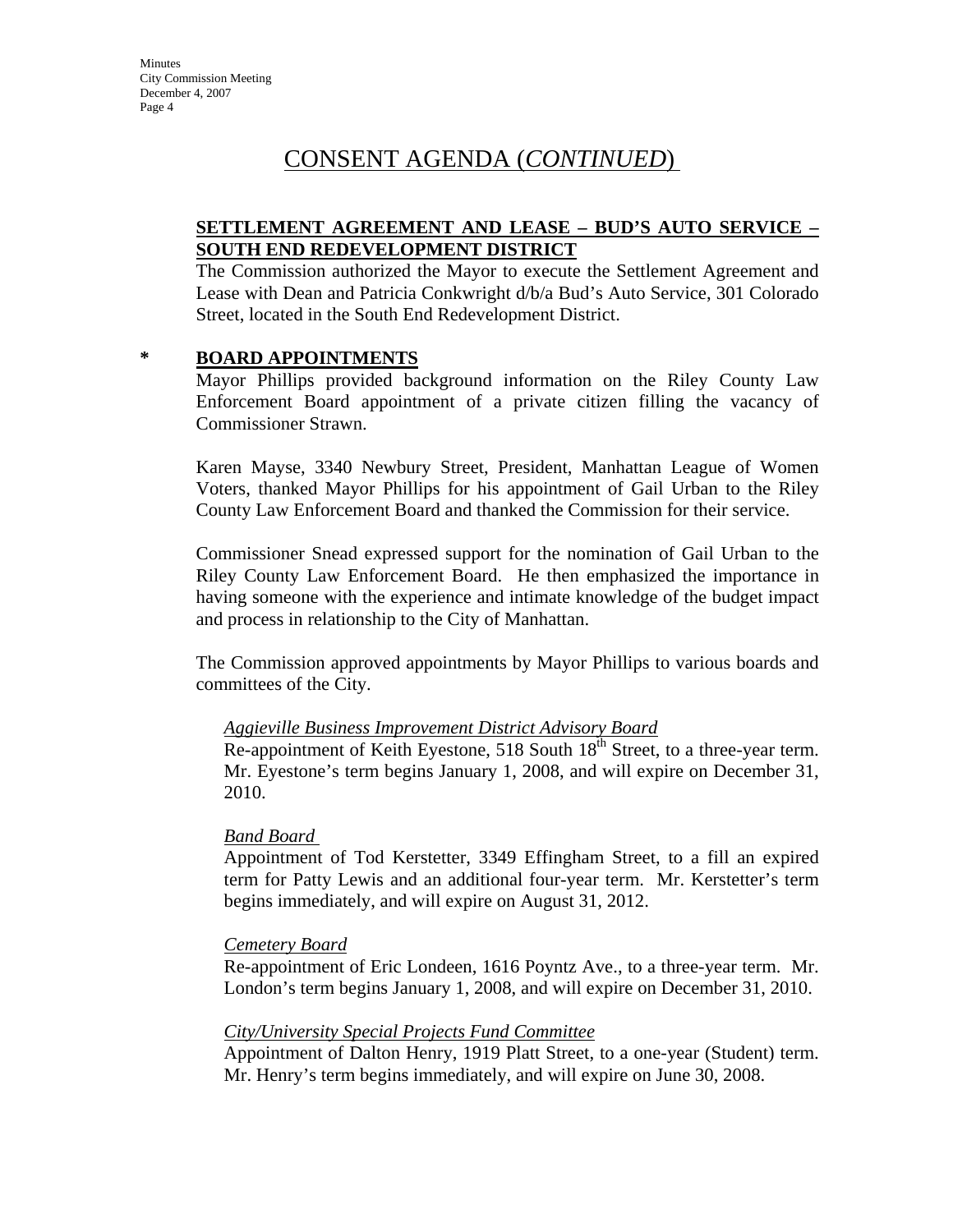# CONSENT AGENDA (*CONTINUED*)

**SETTLEMENT AGREEMENT AND LEASE – BUD'S AUTO SERVICE – SOUTH END REDEVELOPMENT DISTRICT**

The Commission authorized the Mayor to execute the Settlement Agreement and Lease with Dean and Patricia Conkwright d/b/a Bud's Auto Service, 301 Colorado Street, located in the South End Redevelopment District.

**\* BOARD APPOINTMENTS**

Mayor Phillips provided background information on the Riley County Law Enforcement Board appointment of a private citizen filling the vacancy of Commissioner Strawn.

Karen Mayse, 3340 Newbury Street, President, Manhattan League of Women Voters, thanked Mayor Phillips for his appointment of Gail Urban to the Riley County Law Enforcement Board and thanked the Commission for their service.

Commissioner Snead expressed support for the nomination of Gail Urban to the Riley County Law Enforcement Board. He then emphasized the importance in having someone with the experience and intimate knowledge of the budget impact and process in relationship to the City of Manhattan.

The Commission approved appointments by Mayor Phillips to various boards and committees of the City.

*Aggieville Business Improvement District Advisory Board*

Re-appointment of Keith Eyestone, 518 South 18th Street, to a three-year term. Mr. Eyestone's term begins January 1, 2008, and will expire on December 31, 2010.

*Band Board*

Appointment of Tod Kerstetter, 3349 Effingham Street, to a fill an expired term for Patty Lewis and an additional four-year term. Mr. Kerstetter's term begins immediately, and will expire on August 31, 2012.

*Cemetery Board*

Re-appointment of Eric Londeen, 1616 Poyntz Ave., to a three-year term. Mr. London's term begins January 1, 2008, and will expire on December 31, 2010.

*City/University Special Projects Fund Committee*

Appointment of Dalton Henry, 1919 Platt Street, to a one-year (Student) term. Mr. Henry's term begins immediately, and will expire on June 30, 2008.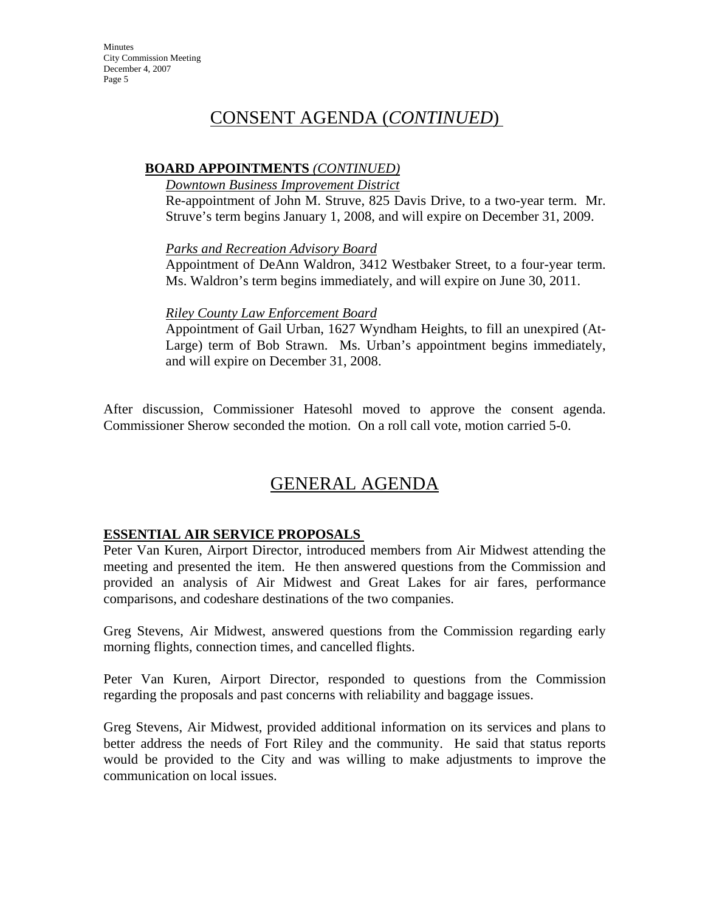## CONSENT AGENDA (*CONTINUED*)

**BOARD APPOINTMENTS** *(CONTINUED)*

*Downtown Business Improvement District*

Re-appointment of John M. Struve, 825 Davis Drive, to a two-year term. Mr. Struve's term begins January 1, 2008, and will expire on December 31, 2009.

*Parks and Recreation Advisory Board*

Appointment of DeAnn Waldron, 3412 Westbaker Street, to a four-year term. Ms. Waldron's term begins immediately, and will expire on June 30, 2011.

*Riley County Law Enforcement Board*

Appointment of Gail Urban, 1627 Wyndham Heights, to fill an unexpired (At-Large) term of Bob Strawn. Ms. Urban's appointment begins immediately, and will expire on December 31, 2008.

After discussion, Commissioner Hatesohl moved to approve the consent agenda. Commissioner Sherow seconded the motion. On a roll call vote, motion carried 5-0.

## GENERAL AGENDA

**ESSENTIAL AIR SERVICE PROPOSALS**

Peter Van Kuren, Airport Director, introduced members from Air Midwest attending the meeting and presented the item. He then answered questions from the Commission and provided an analysis of Air Midwest and Great Lakes for air fares, performance comparisons, and codeshare destinations of the two companies.

Greg Stevens, Air Midwest, answered questions from the Commission regarding early morning flights, connection times, and cancelled flights.

Peter Van Kuren, Airport Director, responded to questions from the Commission regarding the proposals and past concerns with reliability and baggage issues.

Greg Stevens, Air Midwest, provided additional information on its services and plans to better address the needs of Fort Riley and the community. He said that status reports would be provided to the City and was willing to make adjustments to improve the communication on local issues.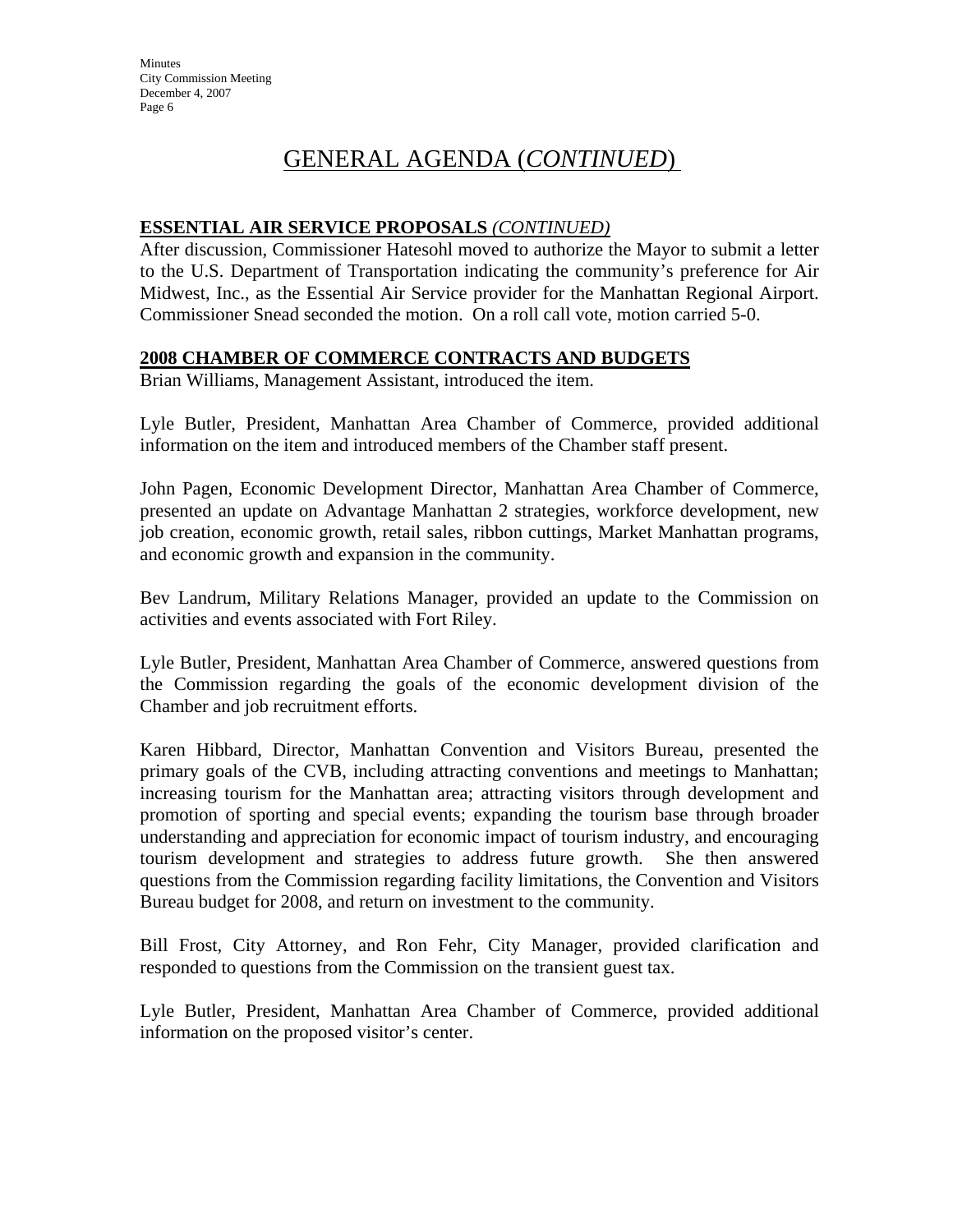# GENERAL AGENDA (*CONTINUED*)

**ESSENTIAL AIR SERVICE PROPOSALS** *(CONTINUED)*

After discussion, Commissioner Hatesohl moved to authorize the Mayor to submit a letter to the U.S. Department of Transportation indicating the community's preference for Air Midwest, Inc., as the Essential Air Service provider for the Manhattan Regional Airport. Commissioner Snead seconded the motion. On a roll call vote, motion carried 5-0.

**2008 CHAMBER OF COMMERCE CONTRACTS AND BUDGETS**

Brian Williams, Management Assistant, introduced the item.

Lyle Butler, President, Manhattan Area Chamber of Commerce, provided additional information on the item and introduced members of the Chamber staff present.

John Pagen, Economic Development Director, Manhattan Area Chamber of Commerce, presented an update on Advantage Manhattan 2 strategies, workforce development, new job creation, economic growth, retail sales, ribbon cuttings, Market Manhattan programs, and economic growth and expansion in the community.

Bev Landrum, Military Relations Manager, provided an update to the Commission on activities and events associated with Fort Riley.

Lyle Butler, President, Manhattan Area Chamber of Commerce, answered questions from the Commission regarding the goals of the economic development division of the Chamber and job recruitment efforts.

Karen Hibbard, Director, Manhattan Convention and Visitors Bureau, presented the primary goals of the CVB, including attracting conventions and meetings to Manhattan; increasing tourism for the Manhattan area; attracting visitors through development and promotion of sporting and special events; expanding the tourism base through broader understanding and appreciation for economic impact of tourism industry, and encouraging tourism development and strategies to address future growth. She then answered questions from the Commission regarding facility limitations, the Convention and Visitors Bureau budget for 2008, and return on investment to the community.

Bill Frost, City Attorney, and Ron Fehr, City Manager, provided clarification and responded to questions from the Commission on the transient guest tax.

Lyle Butler, President, Manhattan Area Chamber of Commerce, provided additional information on the proposed visitor's center.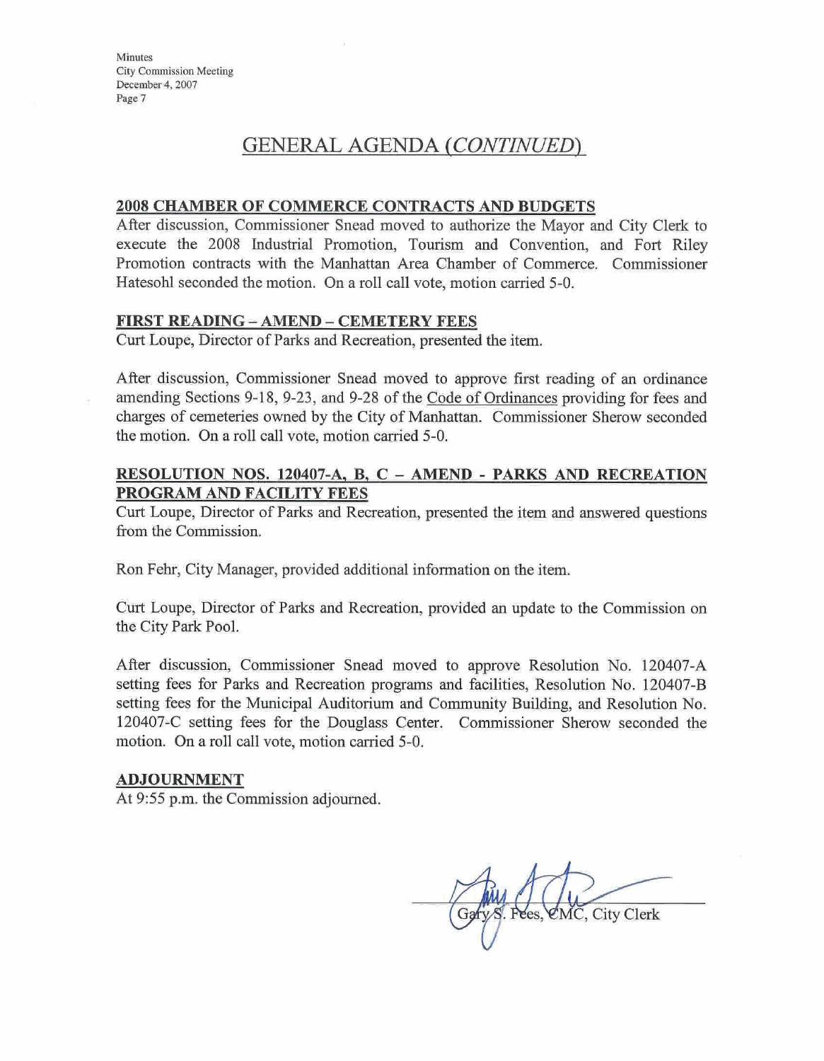## GENERAL AGENDA *(CONTINUED)*

**2008 CHAMBER OF COMMERCE CONTRACTS AND BUDGETS**

After discussion, Commissioner Snead moved to authorize the Mayor and City Clerk to execute the 2008 Industrial Promotion, Tourism and Convention, and Fort Riley Promotion contracts with the Manhattan Area Chamber of Commerce. Commissioner Hatesohl seconded the motion. On a roll call vote, motion carried 5-0.

**FIRST READING – AMEND – CEMETERY FEES**

Curt Loupe, Director of Parks and Recreation, presented the item.

After discussion, Commissioner Snead moved to approve first reading of an ordinance amending Sections 9-18, 9-23, and 9-28 of the Code of Ordinances providing for fees and charges of cemeteries owned by the City of Manhattan. Commissioner Sherow seconded the motion. On a roll call vote, motion carried 5-0.

**RESOLUTION NOS. 120407-A, B, C – AMEND - PARKS AND RECREATION PROGRAM AND FACILITY FEES**

Curt Loupe, Director of Parks and Recreation, presented the item and answered questions from the Commission.

Ron Fehr, City Manager, provided additional information on the item.

Curt Loupe, Director of Parks and Recreation, provided an update to the Commission on the City Park Pool.

After discussion, Commissioner Snead moved to approve Resolution No. 120407-A setting fees for Parks and Recreation programs and facilities, Resolution No. 120407-B setting fees for the Municipal Auditorium and Community Building, and Resolution No. 120407-C setting fees for the Douglass Center. Commissioner Sherow seconded the motion. On a roll call vote, motion carried 5-0.

**ADJOURNMENT**

At 9:55 p.m. the Commission adjourned.

Gary S. Fees, CMC, City Clerk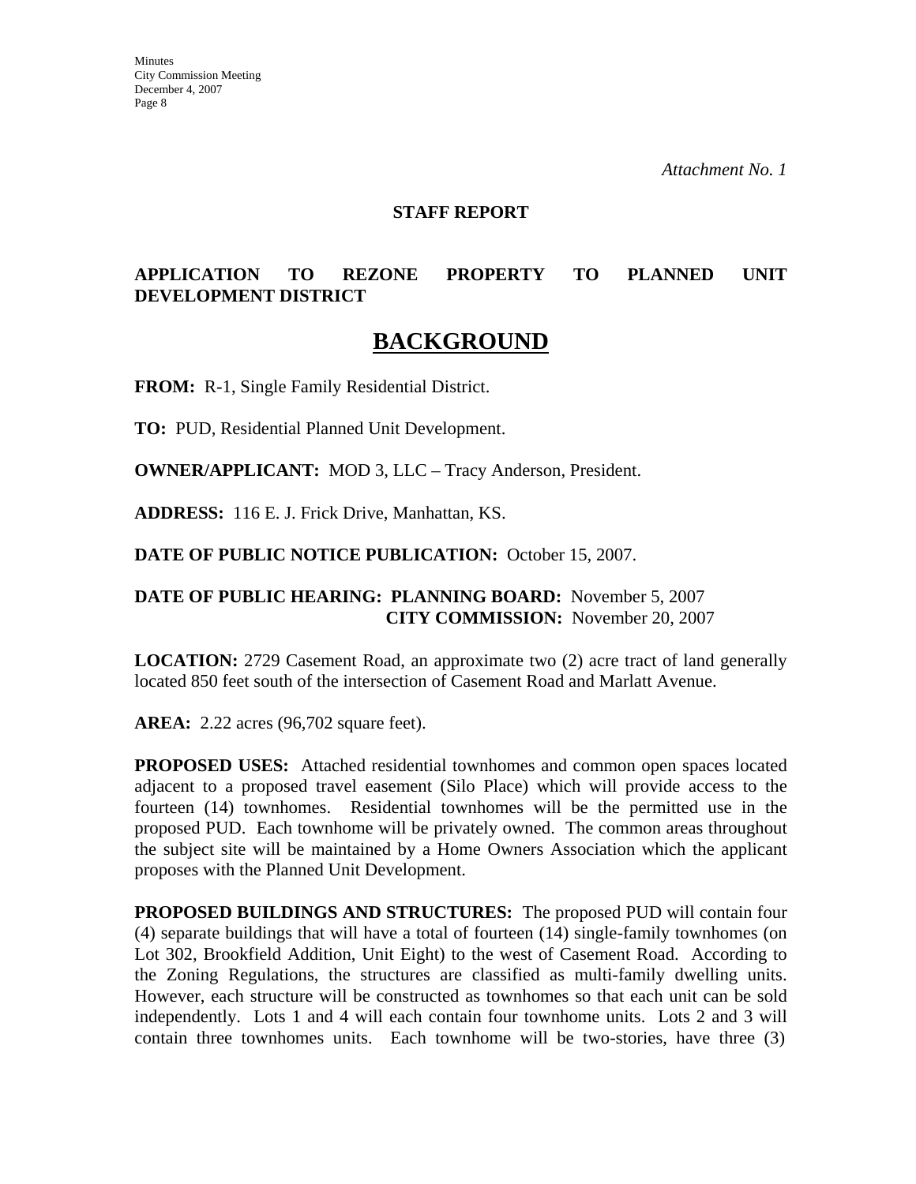*Attachment No. 1*

**STAFF REPORT**

**APPLICATION TO REZONE PROPERTY TO PLANNED UNIT DEVELOPMENT DISTRICT**

# BACKGROUND

**FROM:** R-1, Single Family Residential District.

**TO:** PUD, Residential Planned Unit Development.

**OWNER/APPLICANT:** MOD 3, LLC – Tracy Anderson, President.

**ADDRESS:** 116 E. J. Frick Drive, Manhattan, KS.

**DATE OF PUBLIC NOTICE PUBLICATION:** October 15, 2007.

**DATE OF PUBLIC HEARING: PLANNING BOARD:** November 5, 2007
**CITY COMMISSION:** November 20, 2007

**LOCATION:** 2729 Casement Road, an approximate two (2) acre tract of land generally located 850 feet south of the intersection of Casement Road and Marlatt Avenue.

**AREA:** 2.22 acres (96,702 square feet).

**PROPOSED USES:** Attached residential townhomes and common open spaces located adjacent to a proposed travel easement (Silo Place) which will provide access to the fourteen (14) townhomes. Residential townhomes will be the permitted use in the proposed PUD. Each townhome will be privately owned. The common areas throughout the subject site will be maintained by a Home Owners Association which the applicant proposes with the Planned Unit Development.

**PROPOSED BUILDINGS AND STRUCTURES:** The proposed PUD will contain four (4) separate buildings that will have a total of fourteen (14) single-family townhomes (on Lot 302, Brookfield Addition, Unit Eight) to the west of Casement Road. According to the Zoning Regulations, the structures are classified as multi-family dwelling units. However, each structure will be constructed as townhomes so that each unit can be sold independently. Lots 1 and 4 will each contain four townhome units. Lots 2 and 3 will contain three townhomes units. Each townhome will be two-stories, have three (3)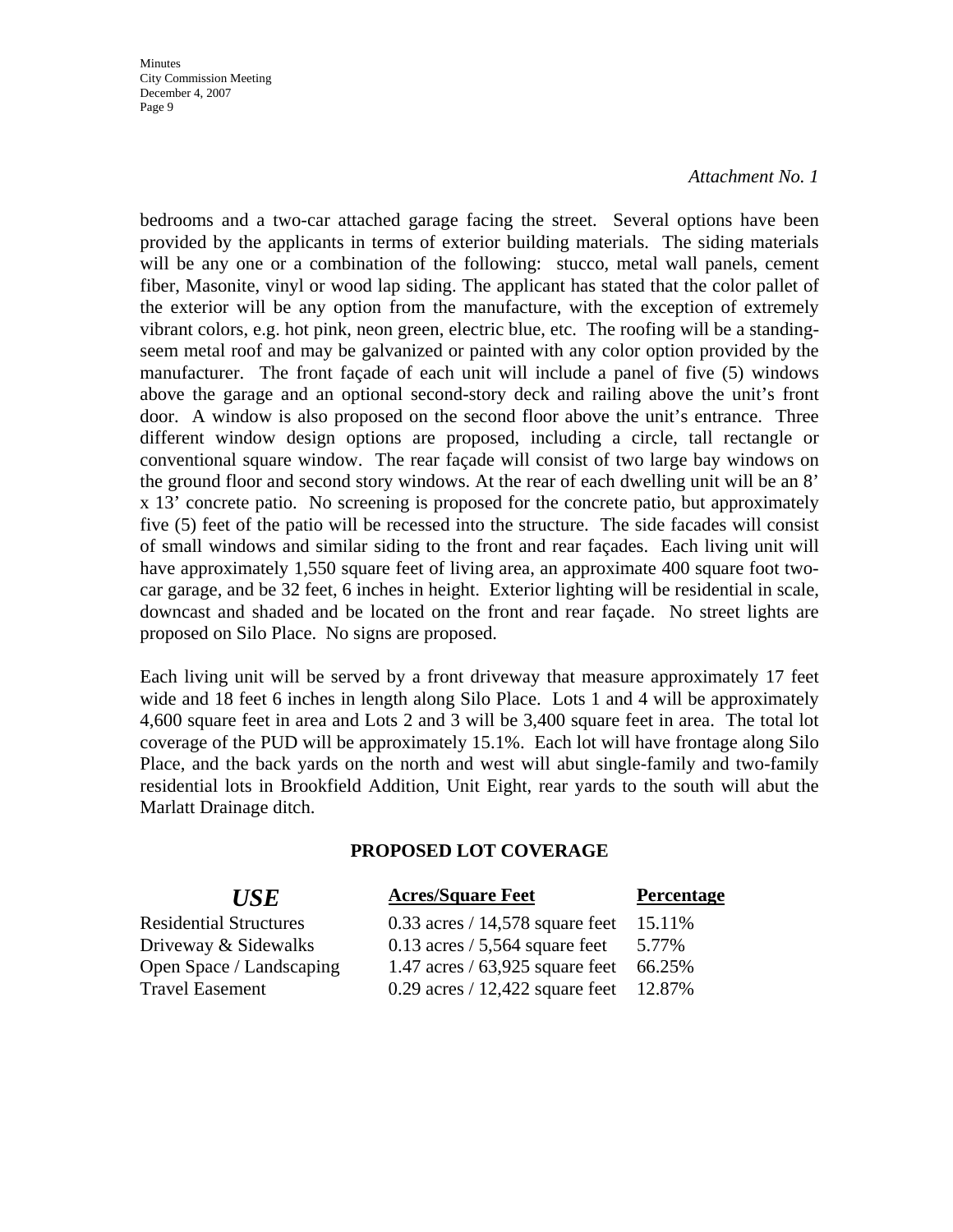*Attachment No. 1*

bedrooms and a two-car attached garage facing the street. Several options have been provided by the applicants in terms of exterior building materials. The siding materials will be any one or a combination of the following: stucco, metal wall panels, cement fiber, Masonite, vinyl or wood lap siding. The applicant has stated that the color pallet of the exterior will be any option from the manufacture, with the exception of extremely vibrant colors, e.g. hot pink, neon green, electric blue, etc. The roofing will be a standing-seem metal roof and may be galvanized or painted with any color option provided by the manufacturer. The front façade of each unit will include a panel of five (5) windows above the garage and an optional second-story deck and railing above the unit's front door. A window is also proposed on the second floor above the unit's entrance. Three different window design options are proposed, including a circle, tall rectangle or conventional square window. The rear façade will consist of two large bay windows on the ground floor and second story windows. At the rear of each dwelling unit will be an 8' x 13' concrete patio. No screening is proposed for the concrete patio, but approximately five (5) feet of the patio will be recessed into the structure. The side facades will consist of small windows and similar siding to the front and rear façades. Each living unit will have approximately 1,550 square feet of living area, an approximate 400 square foot two-car garage, and be 32 feet, 6 inches in height. Exterior lighting will be residential in scale, downcast and shaded and be located on the front and rear façade. No street lights are proposed on Silo Place. No signs are proposed.

Each living unit will be served by a front driveway that measure approximately 17 feet wide and 18 feet 6 inches in length along Silo Place. Lots 1 and 4 will be approximately 4,600 square feet in area and Lots 2 and 3 will be 3,400 square feet in area. The total lot coverage of the PUD will be approximately 15.1%. Each lot will have frontage along Silo Place, and the back yards on the north and west will abut single-family and two-family residential lots in Brookfield Addition, Unit Eight, rear yards to the south will abut the Marlatt Drainage ditch.

**PROPOSED LOT COVERAGE**

| *USE* | Acres/Square Feet | Percentage |
|---|---|---|
| Residential Structures | 0.33 acres / 14,578 square feet | 15.11% |
| Driveway & Sidewalks | 0.13 acres / 5,564 square feet | 5.77% |
| Open Space / Landscaping | 1.47 acres / 63,925 square feet | 66.25% |
| Travel Easement | 0.29 acres / 12,422 square feet | 12.87% |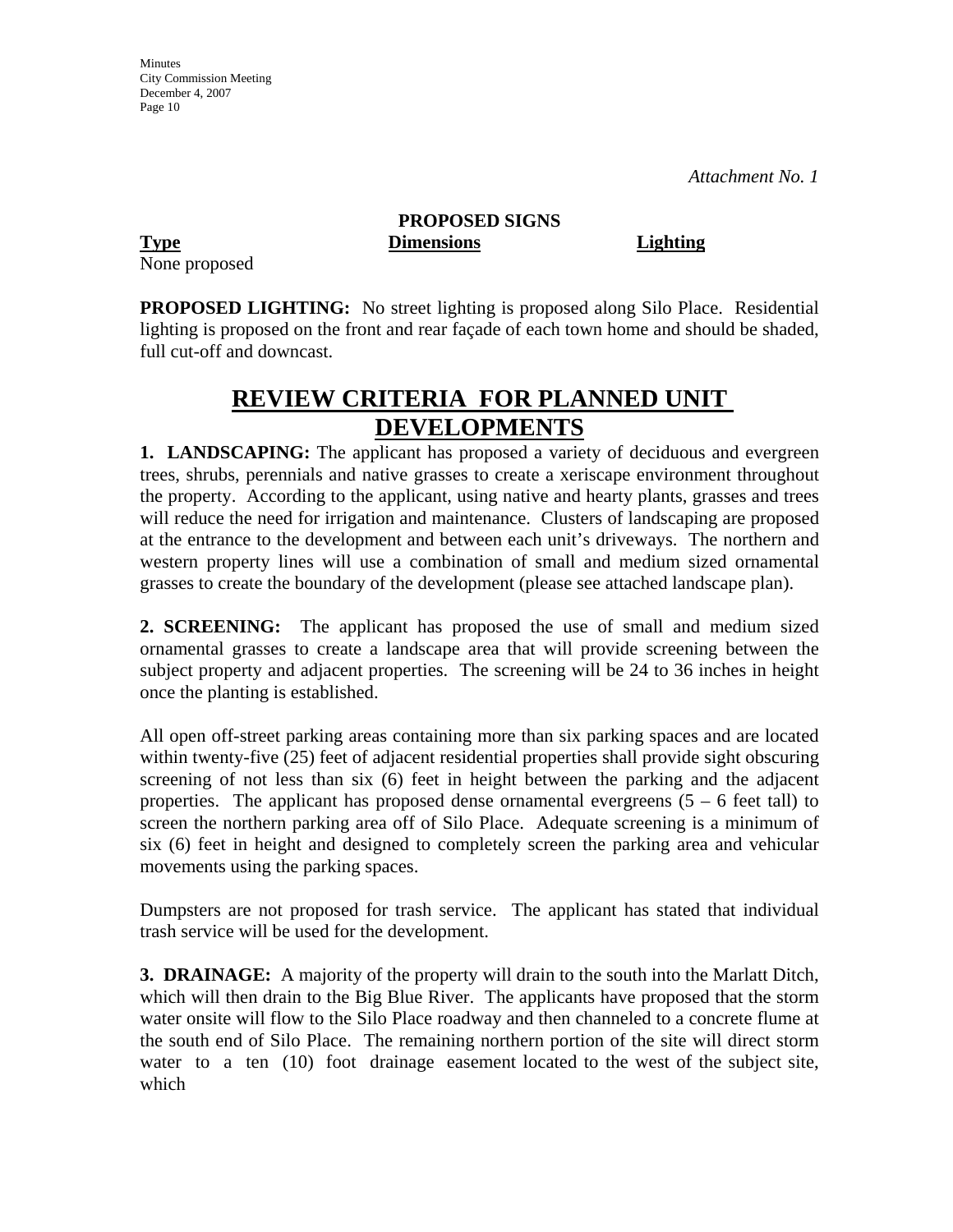*Attachment No. 1*

**PROPOSED SIGNS**

| Type | Dimensions | Lighting |
| --- | --- | --- |
| None proposed | | |

**PROPOSED LIGHTING:** No street lighting is proposed along Silo Place. Residential lighting is proposed on the front and rear façade of each town home and should be shaded, full cut-off and downcast.

# REVIEW CRITERIA FOR PLANNED UNIT DEVELOPMENTS

**1. LANDSCAPING:** The applicant has proposed a variety of deciduous and evergreen trees, shrubs, perennials and native grasses to create a xeriscape environment throughout the property. According to the applicant, using native and hearty plants, grasses and trees will reduce the need for irrigation and maintenance. Clusters of landscaping are proposed at the entrance to the development and between each unit's driveways. The northern and western property lines will use a combination of small and medium sized ornamental grasses to create the boundary of the development (please see attached landscape plan).

**2. SCREENING:** The applicant has proposed the use of small and medium sized ornamental grasses to create a landscape area that will provide screening between the subject property and adjacent properties. The screening will be 24 to 36 inches in height once the planting is established.

All open off-street parking areas containing more than six parking spaces and are located within twenty-five (25) feet of adjacent residential properties shall provide sight obscuring screening of not less than six (6) feet in height between the parking and the adjacent properties. The applicant has proposed dense ornamental evergreens (5 – 6 feet tall) to screen the northern parking area off of Silo Place. Adequate screening is a minimum of six (6) feet in height and designed to completely screen the parking area and vehicular movements using the parking spaces.

Dumpsters are not proposed for trash service. The applicant has stated that individual trash service will be used for the development.

**3. DRAINAGE:** A majority of the property will drain to the south into the Marlatt Ditch, which will then drain to the Big Blue River. The applicants have proposed that the storm water onsite will flow to the Silo Place roadway and then channeled to a concrete flume at the south end of Silo Place. The remaining northern portion of the site will direct storm water to a ten (10) foot drainage easement located to the west of the subject site, which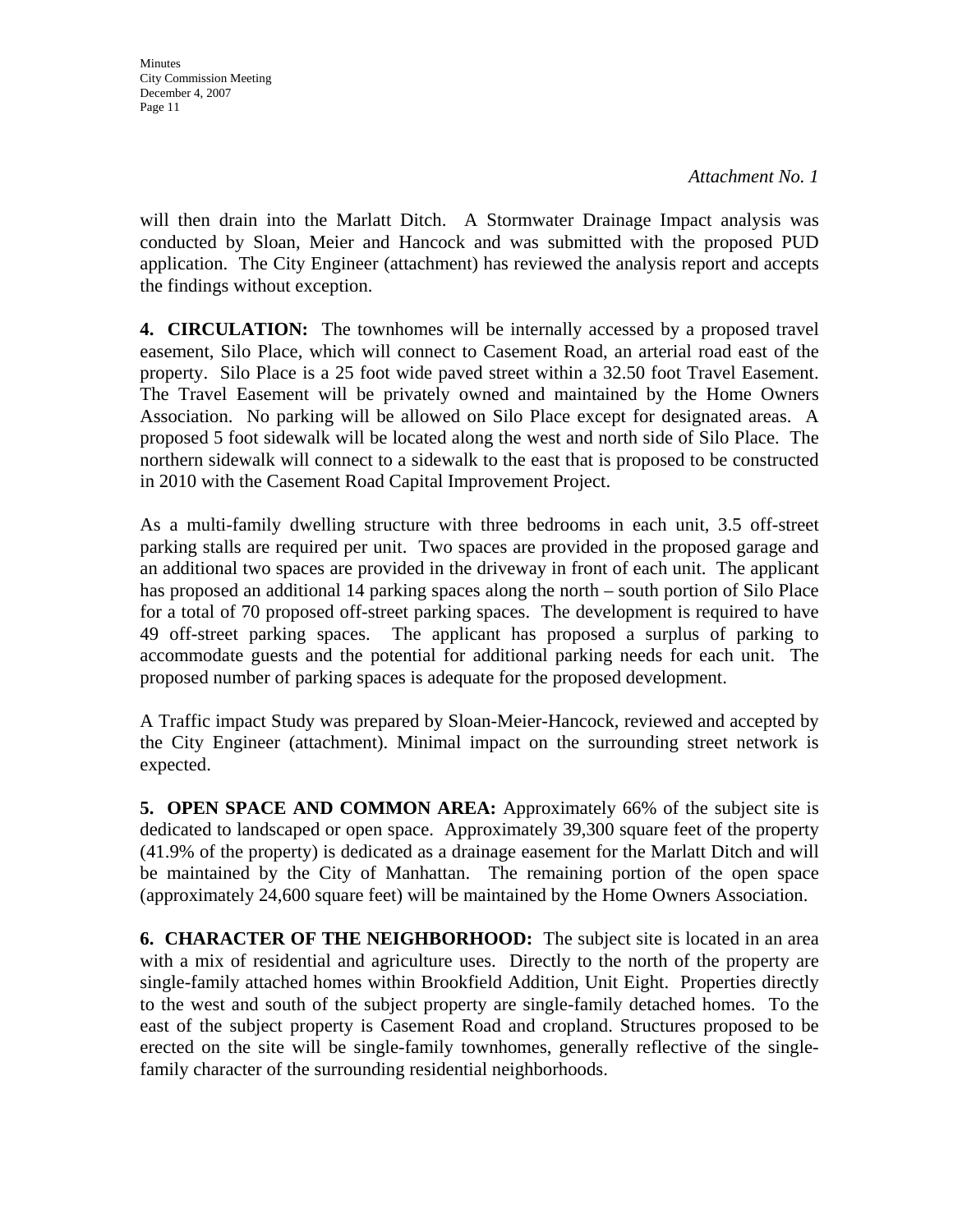*Attachment No. 1*

will then drain into the Marlatt Ditch. A Stormwater Drainage Impact analysis was conducted by Sloan, Meier and Hancock and was submitted with the proposed PUD application. The City Engineer (attachment) has reviewed the analysis report and accepts the findings without exception.

**4. CIRCULATION:** The townhomes will be internally accessed by a proposed travel easement, Silo Place, which will connect to Casement Road, an arterial road east of the property. Silo Place is a 25 foot wide paved street within a 32.50 foot Travel Easement. The Travel Easement will be privately owned and maintained by the Home Owners Association. No parking will be allowed on Silo Place except for designated areas. A proposed 5 foot sidewalk will be located along the west and north side of Silo Place. The northern sidewalk will connect to a sidewalk to the east that is proposed to be constructed in 2010 with the Casement Road Capital Improvement Project.

As a multi-family dwelling structure with three bedrooms in each unit, 3.5 off-street parking stalls are required per unit. Two spaces are provided in the proposed garage and an additional two spaces are provided in the driveway in front of each unit. The applicant has proposed an additional 14 parking spaces along the north – south portion of Silo Place for a total of 70 proposed off-street parking spaces. The development is required to have 49 off-street parking spaces. The applicant has proposed a surplus of parking to accommodate guests and the potential for additional parking needs for each unit. The proposed number of parking spaces is adequate for the proposed development.

A Traffic impact Study was prepared by Sloan-Meier-Hancock, reviewed and accepted by the City Engineer (attachment). Minimal impact on the surrounding street network is expected.

**5. OPEN SPACE AND COMMON AREA:** Approximately 66% of the subject site is dedicated to landscaped or open space. Approximately 39,300 square feet of the property (41.9% of the property) is dedicated as a drainage easement for the Marlatt Ditch and will be maintained by the City of Manhattan. The remaining portion of the open space (approximately 24,600 square feet) will be maintained by the Home Owners Association.

**6. CHARACTER OF THE NEIGHBORHOOD:** The subject site is located in an area with a mix of residential and agriculture uses. Directly to the north of the property are single-family attached homes within Brookfield Addition, Unit Eight. Properties directly to the west and south of the subject property are single-family detached homes. To the east of the subject property is Casement Road and cropland. Structures proposed to be erected on the site will be single-family townhomes, generally reflective of the single-family character of the surrounding residential neighborhoods.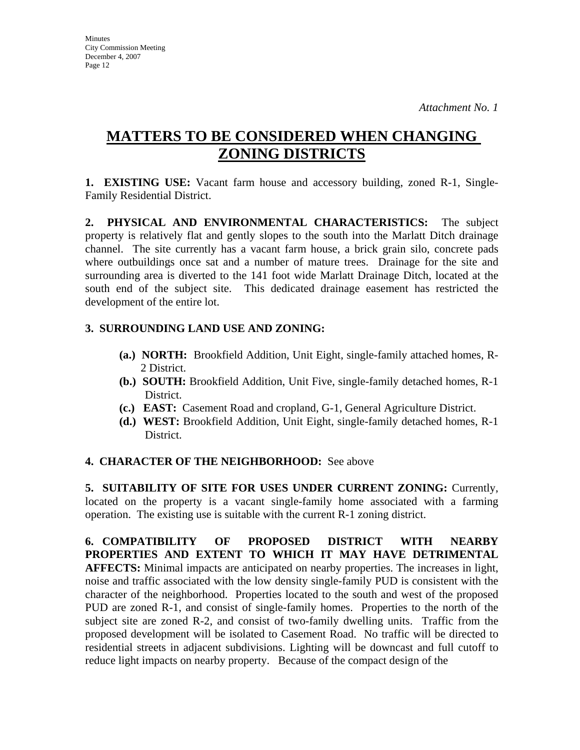*Attachment No. 1*

# MATTERS TO BE CONSIDERED WHEN CHANGING ZONING DISTRICTS

**1. EXISTING USE:** Vacant farm house and accessory building, zoned R-1, Single-Family Residential District.

**2. PHYSICAL AND ENVIRONMENTAL CHARACTERISTICS:** The subject property is relatively flat and gently slopes to the south into the Marlatt Ditch drainage channel. The site currently has a vacant farm house, a brick grain silo, concrete pads where outbuildings once sat and a number of mature trees. Drainage for the site and surrounding area is diverted to the 141 foot wide Marlatt Drainage Ditch, located at the south end of the subject site. This dedicated drainage easement has restricted the development of the entire lot.

**3. SURROUNDING LAND USE AND ZONING:**

- **(a.) NORTH:** Brookfield Addition, Unit Eight, single-family attached homes, R-2 District.
- **(b.) SOUTH:** Brookfield Addition, Unit Five, single-family detached homes, R-1 District.
- **(c.) EAST:** Casement Road and cropland, G-1, General Agriculture District.
- **(d.) WEST:** Brookfield Addition, Unit Eight, single-family detached homes, R-1 District.

**4. CHARACTER OF THE NEIGHBORHOOD:** See above

**5. SUITABILITY OF SITE FOR USES UNDER CURRENT ZONING:** Currently, located on the property is a vacant single-family home associated with a farming operation. The existing use is suitable with the current R-1 zoning district.

**6. COMPATIBILITY OF PROPOSED DISTRICT WITH NEARBY PROPERTIES AND EXTENT TO WHICH IT MAY HAVE DETRIMENTAL AFFECTS:** Minimal impacts are anticipated on nearby properties. The increases in light, noise and traffic associated with the low density single-family PUD is consistent with the character of the neighborhood. Properties located to the south and west of the proposed PUD are zoned R-1, and consist of single-family homes. Properties to the north of the subject site are zoned R-2, and consist of two-family dwelling units. Traffic from the proposed development will be isolated to Casement Road. No traffic will be directed to residential streets in adjacent subdivisions. Lighting will be downcast and full cutoff to reduce light impacts on nearby property. Because of the compact design of the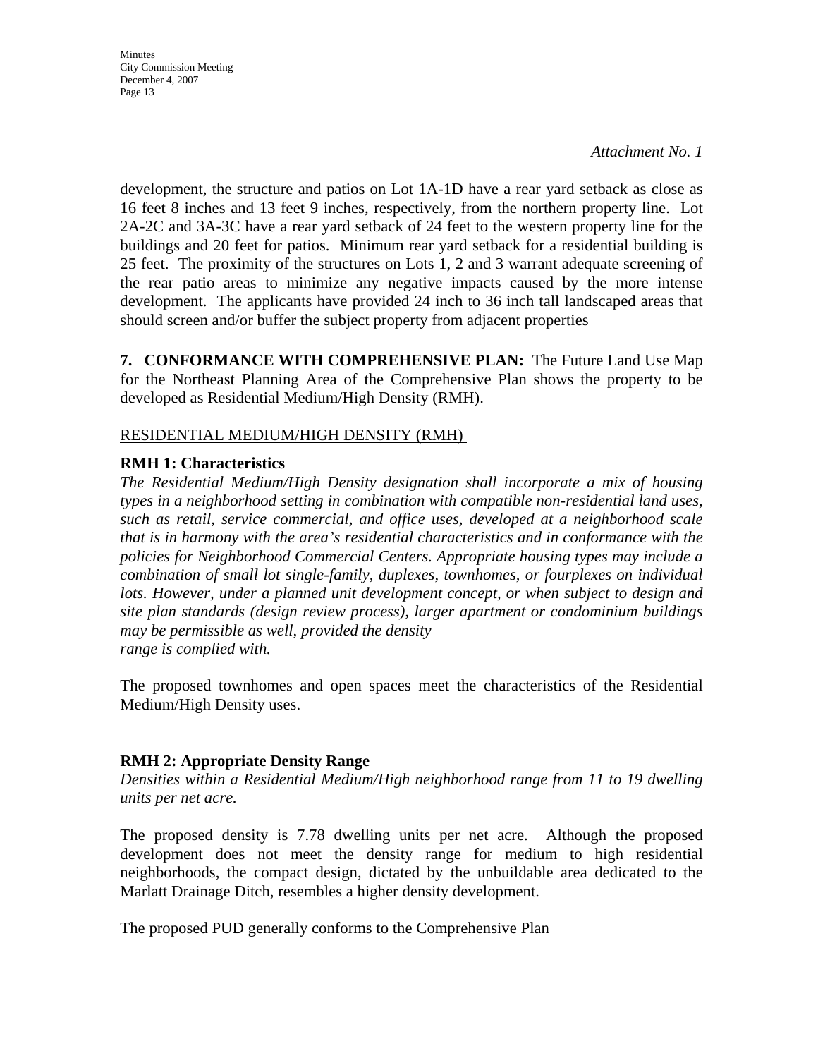*Attachment No. 1*

development, the structure and patios on Lot 1A-1D have a rear yard setback as close as 16 feet 8 inches and 13 feet 9 inches, respectively, from the northern property line. Lot 2A-2C and 3A-3C have a rear yard setback of 24 feet to the western property line for the buildings and 20 feet for patios. Minimum rear yard setback for a residential building is 25 feet. The proximity of the structures on Lots 1, 2 and 3 warrant adequate screening of the rear patio areas to minimize any negative impacts caused by the more intense development. The applicants have provided 24 inch to 36 inch tall landscaped areas that should screen and/or buffer the subject property from adjacent properties

**7. CONFORMANCE WITH COMPREHENSIVE PLAN:** The Future Land Use Map for the Northeast Planning Area of the Comprehensive Plan shows the property to be developed as Residential Medium/High Density (RMH).

RESIDENTIAL MEDIUM/HIGH DENSITY (RMH)

**RMH 1: Characteristics**

*The Residential Medium/High Density designation shall incorporate a mix of housing types in a neighborhood setting in combination with compatible non-residential land uses, such as retail, service commercial, and office uses, developed at a neighborhood scale that is in harmony with the area's residential characteristics and in conformance with the policies for Neighborhood Commercial Centers. Appropriate housing types may include a combination of small lot single-family, duplexes, townhomes, or fourplexes on individual lots. However, under a planned unit development concept, or when subject to design and site plan standards (design review process), larger apartment or condominium buildings may be permissible as well, provided the density range is complied with.*

The proposed townhomes and open spaces meet the characteristics of the Residential Medium/High Density uses.

**RMH 2: Appropriate Density Range**

*Densities within a Residential Medium/High neighborhood range from 11 to 19 dwelling units per net acre.*

The proposed density is 7.78 dwelling units per net acre. Although the proposed development does not meet the density range for medium to high residential neighborhoods, the compact design, dictated by the unbuildable area dedicated to the Marlatt Drainage Ditch, resembles a higher density development.

The proposed PUD generally conforms to the Comprehensive Plan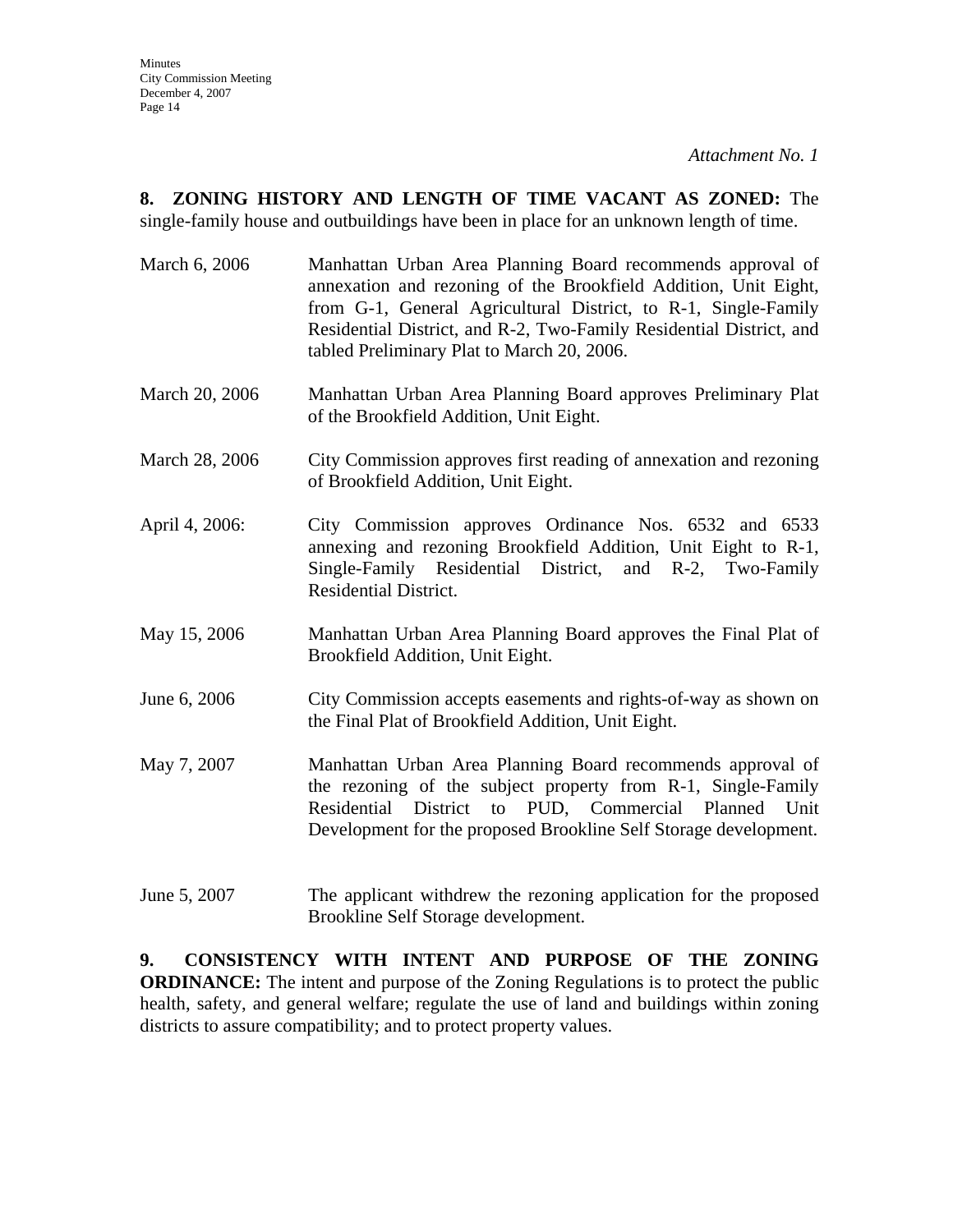*Attachment No. 1*

**8. ZONING HISTORY AND LENGTH OF TIME VACANT AS ZONED:** The single-family house and outbuildings have been in place for an unknown length of time.

| | |
|---|---|
| March 6, 2006 | Manhattan Urban Area Planning Board recommends approval of annexation and rezoning of the Brookfield Addition, Unit Eight, from G-1, General Agricultural District, to R-1, Single-Family Residential District, and R-2, Two-Family Residential District, and tabled Preliminary Plat to March 20, 2006. |
| March 20, 2006 | Manhattan Urban Area Planning Board approves Preliminary Plat of the Brookfield Addition, Unit Eight. |
| March 28, 2006 | City Commission approves first reading of annexation and rezoning of Brookfield Addition, Unit Eight. |
| April 4, 2006: | City Commission approves Ordinance Nos. 6532 and 6533 annexing and rezoning Brookfield Addition, Unit Eight to R-1, Single-Family Residential District, and R-2, Two-Family Residential District. |
| May 15, 2006 | Manhattan Urban Area Planning Board approves the Final Plat of Brookfield Addition, Unit Eight. |
| June 6, 2006 | City Commission accepts easements and rights-of-way as shown on the Final Plat of Brookfield Addition, Unit Eight. |
| May 7, 2007 | Manhattan Urban Area Planning Board recommends approval of the rezoning of the subject property from R-1, Single-Family Residential District to PUD, Commercial Planned Unit Development for the proposed Brookline Self Storage development. |
| June 5, 2007 | The applicant withdrew the rezoning application for the proposed Brookline Self Storage development. |

**9. CONSISTENCY WITH INTENT AND PURPOSE OF THE ZONING ORDINANCE:** The intent and purpose of the Zoning Regulations is to protect the public health, safety, and general welfare; regulate the use of land and buildings within zoning districts to assure compatibility; and to protect property values.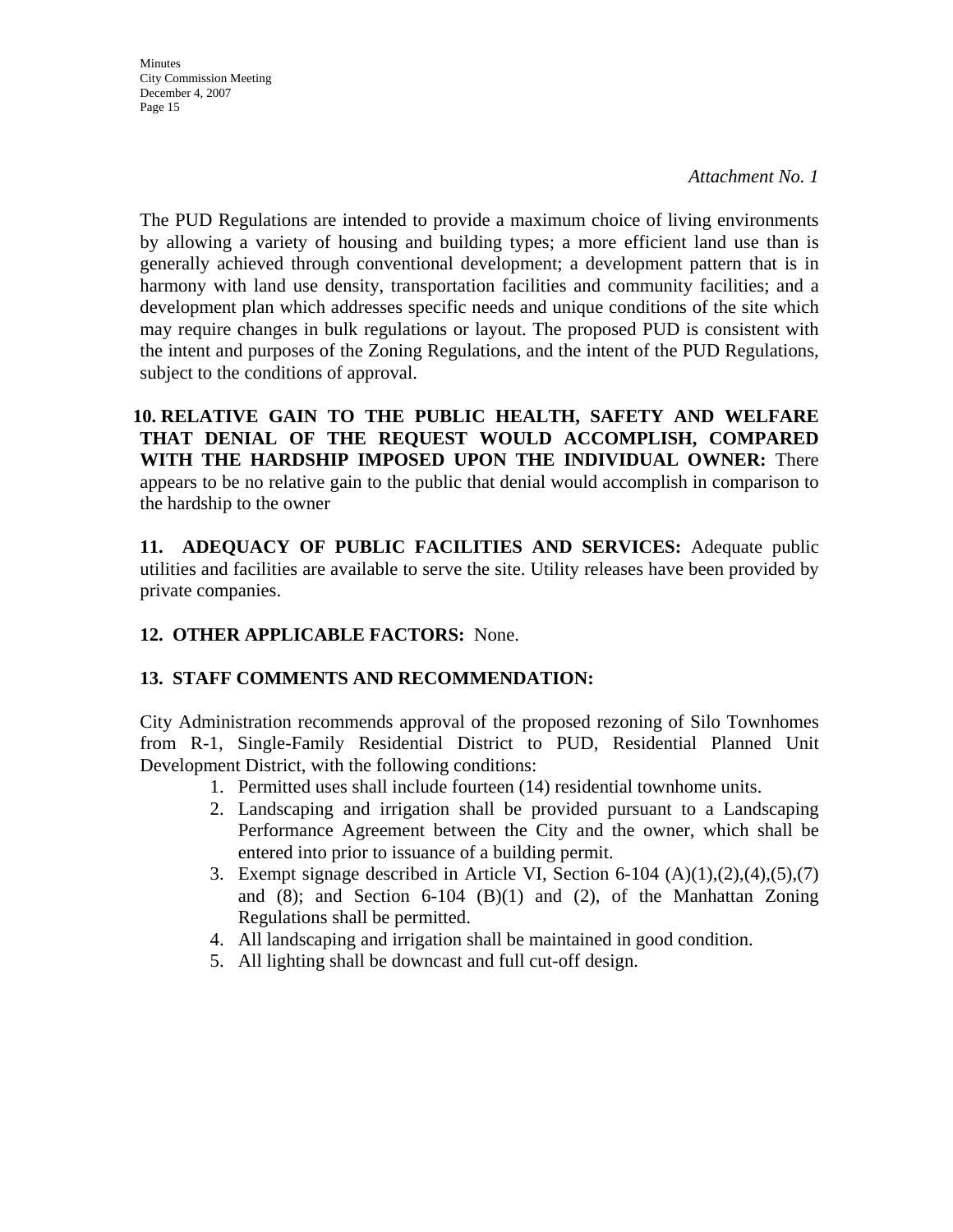*Attachment No. 1*

The PUD Regulations are intended to provide a maximum choice of living environments by allowing a variety of housing and building types; a more efficient land use than is generally achieved through conventional development; a development pattern that is in harmony with land use density, transportation facilities and community facilities; and a development plan which addresses specific needs and unique conditions of the site which may require changes in bulk regulations or layout. The proposed PUD is consistent with the intent and purposes of the Zoning Regulations, and the intent of the PUD Regulations, subject to the conditions of approval.

**10. RELATIVE GAIN TO THE PUBLIC HEALTH, SAFETY AND WELFARE THAT DENIAL OF THE REQUEST WOULD ACCOMPLISH, COMPARED WITH THE HARDSHIP IMPOSED UPON THE INDIVIDUAL OWNER:** There appears to be no relative gain to the public that denial would accomplish in comparison to the hardship to the owner

**11. ADEQUACY OF PUBLIC FACILITIES AND SERVICES:** Adequate public utilities and facilities are available to serve the site. Utility releases have been provided by private companies.

**12. OTHER APPLICABLE FACTORS:** None.

**13. STAFF COMMENTS AND RECOMMENDATION:**

City Administration recommends approval of the proposed rezoning of Silo Townhomes from R-1, Single-Family Residential District to PUD, Residential Planned Unit Development District, with the following conditions:

1. Permitted uses shall include fourteen (14) residential townhome units.
2. Landscaping and irrigation shall be provided pursuant to a Landscaping Performance Agreement between the City and the owner, which shall be entered into prior to issuance of a building permit.
3. Exempt signage described in Article VI, Section 6-104 (A)(1),(2),(4),(5),(7) and (8); and Section 6-104 (B)(1) and (2), of the Manhattan Zoning Regulations shall be permitted.
4. All landscaping and irrigation shall be maintained in good condition.
5. All lighting shall be downcast and full cut-off design.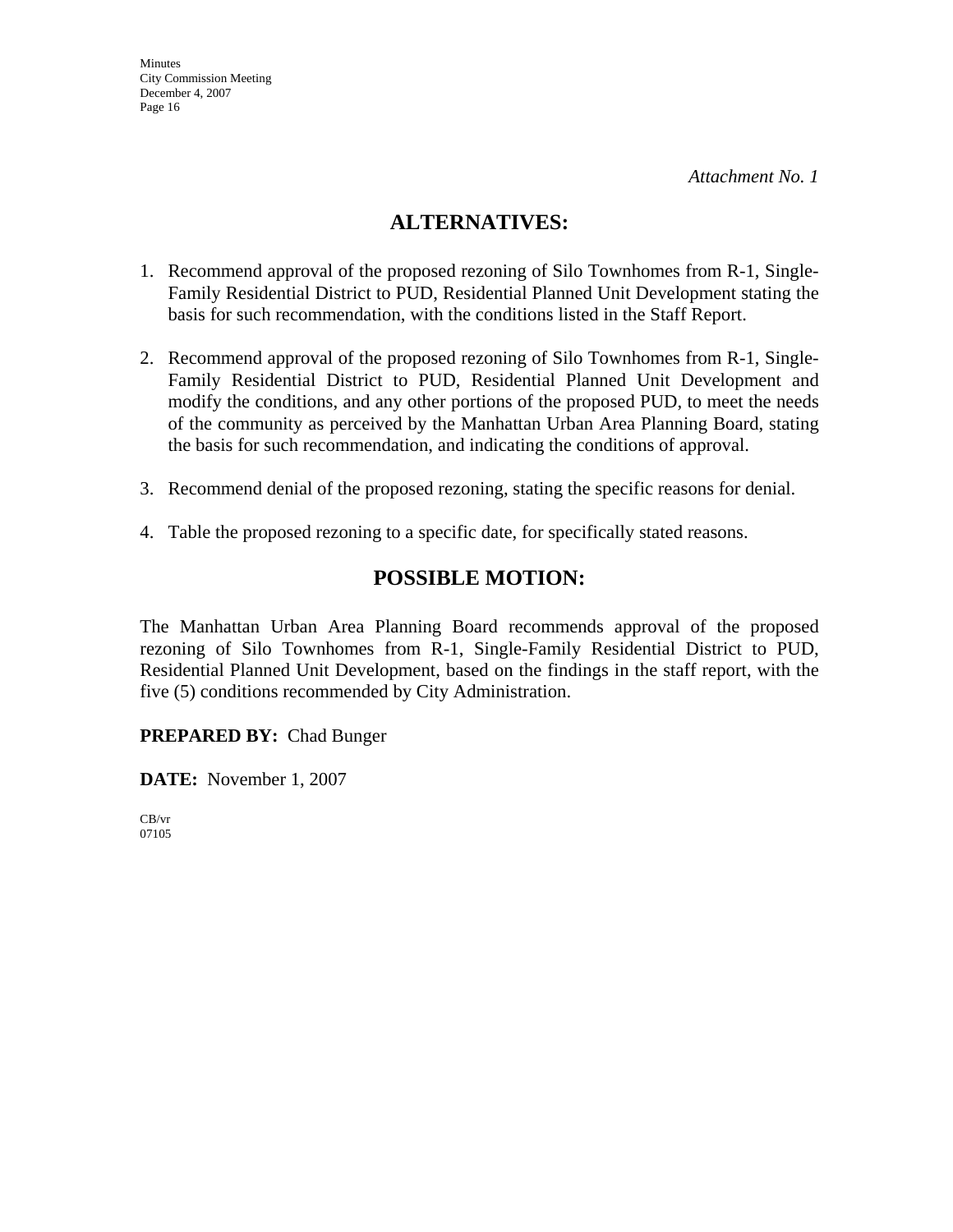*Attachment No. 1*

## ALTERNATIVES:

1. Recommend approval of the proposed rezoning of Silo Townhomes from R-1, Single-Family Residential District to PUD, Residential Planned Unit Development stating the basis for such recommendation, with the conditions listed in the Staff Report.

2. Recommend approval of the proposed rezoning of Silo Townhomes from R-1, Single-Family Residential District to PUD, Residential Planned Unit Development and modify the conditions, and any other portions of the proposed PUD, to meet the needs of the community as perceived by the Manhattan Urban Area Planning Board, stating the basis for such recommendation, and indicating the conditions of approval.

3. Recommend denial of the proposed rezoning, stating the specific reasons for denial.

4. Table the proposed rezoning to a specific date, for specifically stated reasons.

## POSSIBLE MOTION:

The Manhattan Urban Area Planning Board recommends approval of the proposed rezoning of Silo Townhomes from R-1, Single-Family Residential District to PUD, Residential Planned Unit Development, based on the findings in the staff report, with the five (5) conditions recommended by City Administration.

**PREPARED BY:** Chad Bunger

**DATE:** November 1, 2007

CB/vr
07105